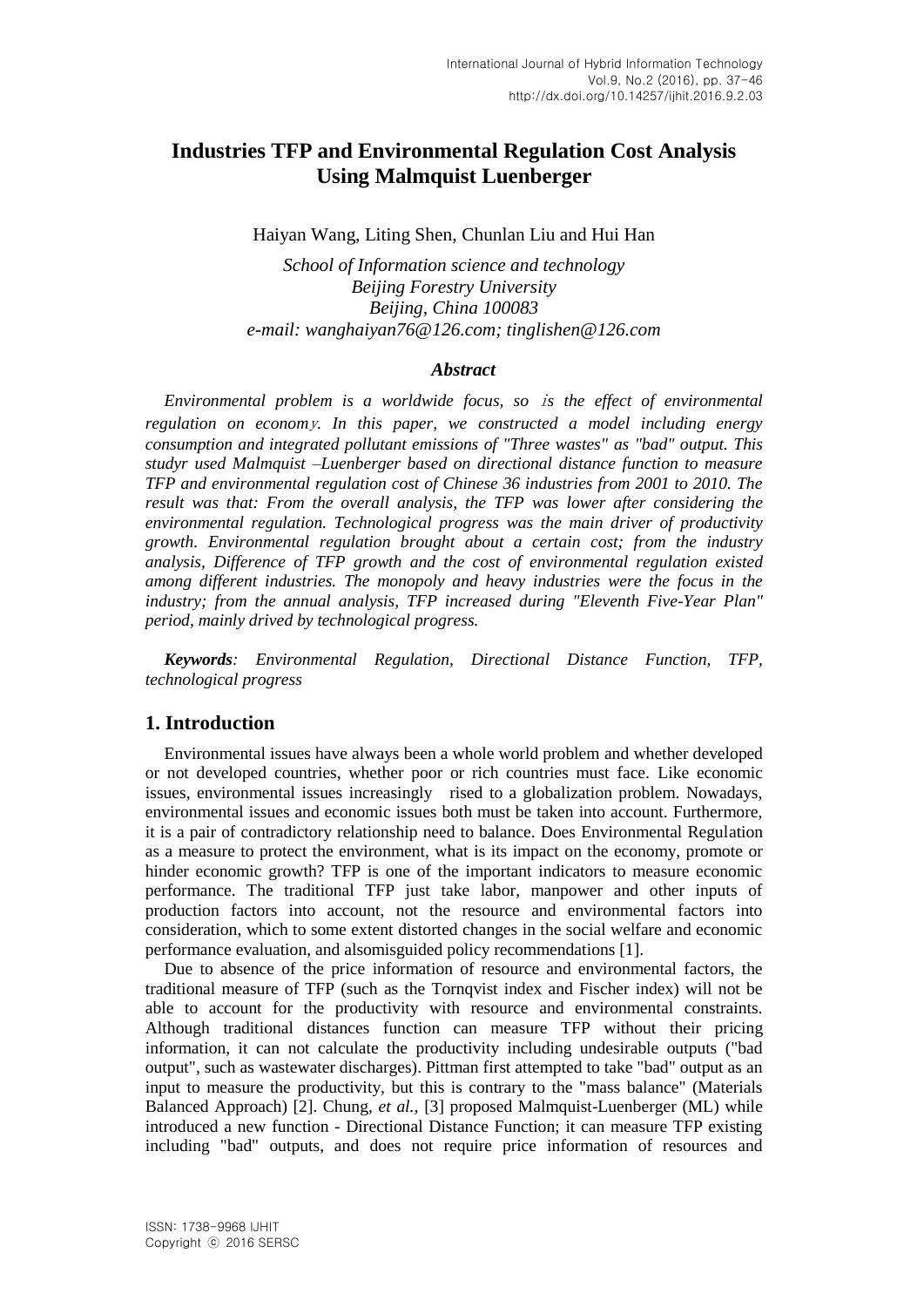# Industries TFP and Environmental Regulation Cost Analysis Using Malmquist Luenberger

Haiyan Wang, Liting Shen, Chunlan Liu and Hui Han

*School of Information science and technology*
*Beijing Forestry University*
*Beijing, China 100083*
*e-mail: wanghaiyan76@126.com; tinglishen@126.com*

### *Abstract*

*Environmental problem is a worldwide focus, so is the effect of environmental regulation on economy. In this paper, we constructed a model including energy consumption and integrated pollutant emissions of "Three wastes" as "bad" output. This studyr used Malmquist –Luenberger based on directional distance function to measure TFP and environmental regulation cost of Chinese 36 industries from 2001 to 2010. The result was that: From the overall analysis, the TFP was lower after considering the environmental regulation. Technological progress was the main driver of productivity growth. Environmental regulation brought about a certain cost; from the industry analysis, Difference of TFP growth and the cost of environmental regulation existed among different industries. The monopoly and heavy industries were the focus in the industry; from the annual analysis, TFP increased during "Eleventh Five-Year Plan" period, mainly drived by technological progress.*

***Keywords****: Environmental Regulation, Directional Distance Function, TFP, technological progress*

## 1. Introduction

Environmental issues have always been a whole world problem and whether developed or not developed countries, whether poor or rich countries must face. Like economic issues, environmental issues increasingly rised to a globalization problem. Nowadays, environmental issues and economic issues both must be taken into account. Furthermore, it is a pair of contradictory relationship need to balance. Does Environmental Regulation as a measure to protect the environment, what is its impact on the economy, promote or hinder economic growth? TFP is one of the important indicators to measure economic performance. The traditional TFP just take labor, manpower and other inputs of production factors into account, not the resource and environmental factors into consideration, which to some extent distorted changes in the social welfare and economic performance evaluation, and alsomisguided policy recommendations [1].

Due to absence of the price information of resource and environmental factors, the traditional measure of TFP (such as the Tornqvist index and Fischer index) will not be able to account for the productivity with resource and environmental constraints. Although traditional distances function can measure TFP without their pricing information, it can not calculate the productivity including undesirable outputs ("bad output", such as wastewater discharges). Pittman first attempted to take "bad" output as an input to measure the productivity, but this is contrary to the "mass balance" (Materials Balanced Approach) [2]. Chung, *et al.,* [3] proposed Malmquist-Luenberger (ML) while introduced a new function - Directional Distance Function; it can measure TFP existing including "bad" outputs, and does not require price information of resources and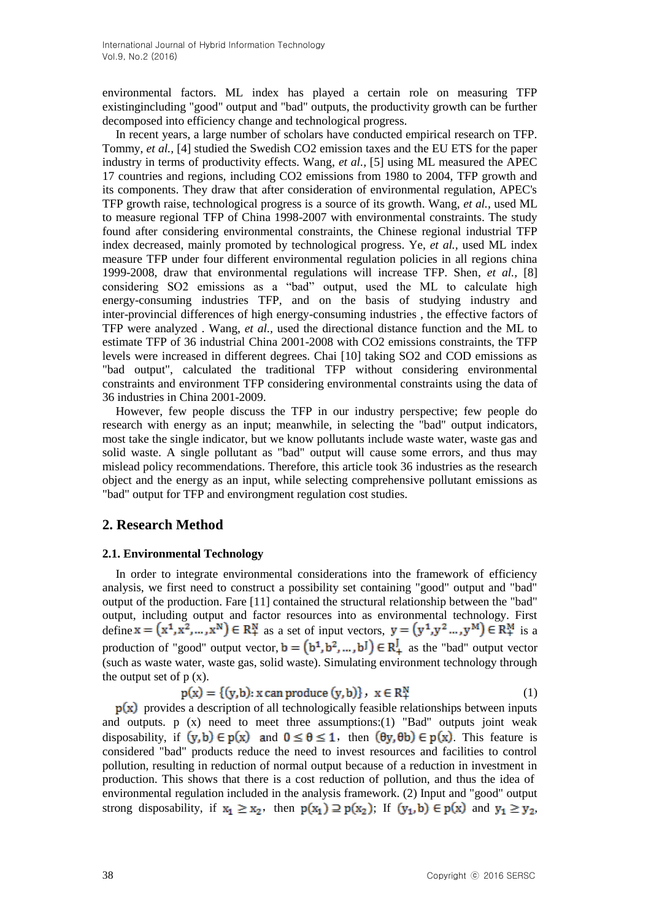environmental factors. ML index has played a certain role on measuring TFP existingincluding "good" output and "bad" outputs, the productivity growth can be further decomposed into efficiency change and technological progress.

In recent years, a large number of scholars have conducted empirical research on TFP. Tommy, *et al.,* [4] studied the Swedish CO2 emission taxes and the EU ETS for the paper industry in terms of productivity effects. Wang, *et al.,* [5] using ML measured the APEC 17 countries and regions, including CO2 emissions from 1980 to 2004, TFP growth and its components. They draw that after consideration of environmental regulation, APEC's TFP growth raise, technological progress is a source of its growth. Wang, *et al.,* used ML to measure regional TFP of China 1998-2007 with environmental constraints. The study found after considering environmental constraints, the Chinese regional industrial TFP index decreased, mainly promoted by technological progress. Ye, *et al.,* used ML index measure TFP under four different environmental regulation policies in all regions china 1999-2008, draw that environmental regulations will increase TFP. Shen, *et al.,* [8] considering SO2 emissions as a "bad" output, used the ML to calculate high energy-consuming industries TFP, and on the basis of studying industry and inter-provincial differences of high energy-consuming industries , the effective factors of TFP were analyzed . Wang, *et al.,* used the directional distance function and the ML to estimate TFP of 36 industrial China 2001-2008 with CO2 emissions constraints, the TFP levels were increased in different degrees. Chai [10] taking SO2 and COD emissions as "bad output", calculated the traditional TFP without considering environmental constraints and environment TFP considering environmental constraints using the data of 36 industries in China 2001-2009.

However, few people discuss the TFP in our industry perspective; few people do research with energy as an input; meanwhile, in selecting the "bad" output indicators, most take the single indicator, but we know pollutants include waste water, waste gas and solid waste. A single pollutant as "bad" output will cause some errors, and thus may mislead policy recommendations. Therefore, this article took 36 industries as the research object and the energy as an input, while selecting comprehensive pollutant emissions as "bad" output for TFP and environgment regulation cost studies.

## 2. Research Method

### 2.1. Environmental Technology

In order to integrate environmental considerations into the framework of efficiency analysis, we first need to construct a possibility set containing "good" output and "bad" output of the production. Fare [11] contained the structural relationship between the "bad" output, including output and factor resources into as environmental technology. First define $x = (x^1, x^2, \ldots, x^N) \in R_+^N$ as a set of input vectors, $y = (y^1, y^2 \ldots, y^M) \in R_+^M$ is a production of "good" output vector, $b = (b^1, b^2, \ldots, b^J) \in R_+^J$ as the "bad" output vector (such as waste water, waste gas, solid waste). Simulating environment technology through the output set of p (x).

$$p(x) = \{(y, b): x \text{ can produce } (y, b)\}, \quad x \in R_+^N \tag{1}$$

$p(x)$ provides a description of all technologically feasible relationships between inputs and outputs. p (x) need to meet three assumptions:(1) "Bad" outputs joint weak disposability, if $(y, b) \in p(x)$ and $0 \leq \theta \leq 1$, then $(\theta y, \theta b) \in p(x)$. This feature is considered "bad" products reduce the need to invest resources and facilities to control pollution, resulting in reduction of normal output because of a reduction in investment in production. This shows that there is a cost reduction of pollution, and thus the idea of environmental regulation included in the analysis framework. (2) Input and "good" output strong disposability, if $x_1 \geq x_2$, then $p(x_1) \supseteq p(x_2)$; If $(y_1, b) \in p(x)$ and $y_1 \geq y_2$,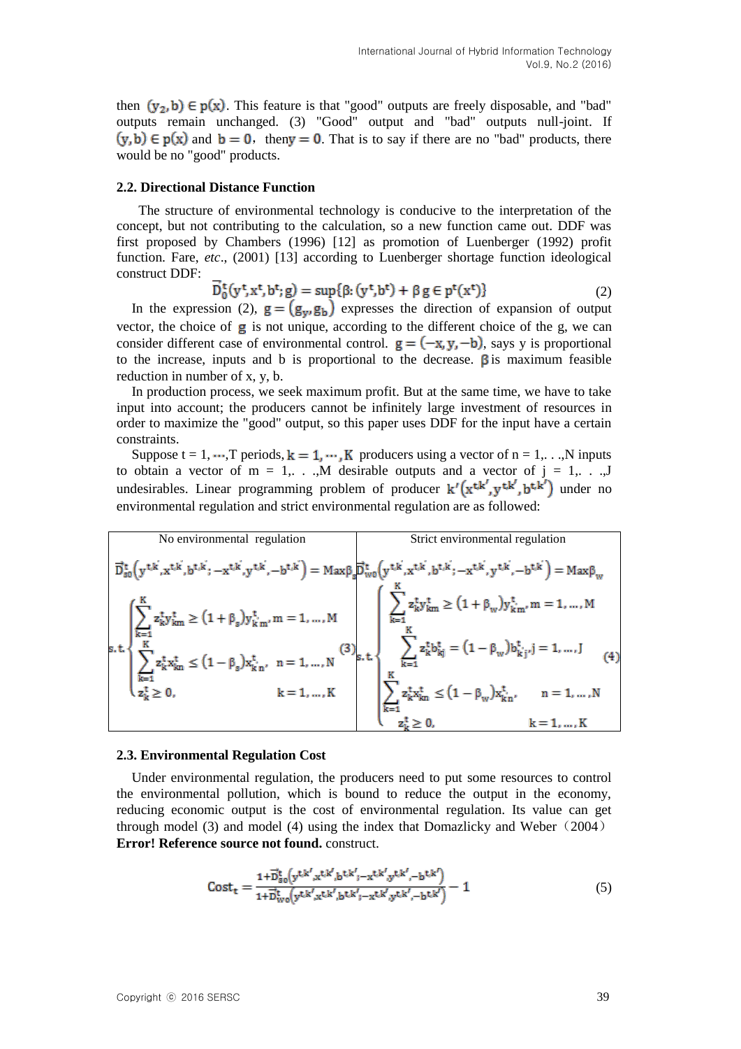then $(y_2, b) \in p(x)$. This feature is that "good" outputs are freely disposable, and "bad" outputs remain unchanged. (3) "Good" output and "bad" outputs null-joint. If $(y, b) \in p(x)$ and $b = 0$, then $y = 0$. That is to say if there are no "bad" products, there would be no "good" products.

### 2.2. Directional Distance Function

The structure of environmental technology is conducive to the interpretation of the concept, but not contributing to the calculation, so a new function came out. DDF was first proposed by Chambers (1996) [12] as promotion of Luenberger (1992) profit function. Fare, *etc*., (2001) [13] according to Luenberger shortage function ideological construct DDF:

$$\vec{D}_0^t(y^t, x^t, b^t; g) = \sup\{\beta : (y^t, b^t) + \beta g \in p^t(x^t)\} \tag{2}$$

In the expression (2), $g = (g_y, g_b)$ expresses the direction of expansion of output vector, the choice of $g$ is not unique, according to the different choice of the g, we can consider different case of environmental control. $g = (-x, y, -b)$, says y is proportional to the increase, inputs and b is proportional to the decrease. $\beta$ is maximum feasible reduction in number of x, y, b.

In production process, we seek maximum profit. But at the same time, we have to take input into account; the producers cannot be infinitely large investment of resources in order to maximize the "good" output, so this paper uses DDF for the input have a certain constraints.

Suppose t = 1, ⋯,T periods, $k = 1, \cdots, K$ producers using a vector of n = 1,. . .,N inputs to obtain a vector of m = 1,. . .,M desirable outputs and a vector of j = 1,. . .,J undesirables. Linear programming problem of producer $k'(x^{t,k'}, y^{t,k'}, b^{t,k'})$ under no environmental regulation and strict environmental regulation are as followed:

| No environmental regulation | Strict environmental regulation |
|---|---|
| $$\vec{D}_{s0}^t\left(y^{t,k'}, x^{t,k'}, b^{t,k'}; -x^{t,k'}, y^{t,k'}, -b^{t,k'}\right) = \text{Max}\beta_s$$ $$\text{s.t.}\begin{cases}\sum_{k=1}^{K} z_k^t y_{km}^t \geq (1+\beta_s) y_{k'm}^t, & m = 1, \ldots, M \\ \sum_{k=1}^{K} z_k^t x_{kn}^t \leq (1-\beta_s) x_{k'n}^t, & n = 1, \ldots, N \\ z_k^t \geq 0, & k = 1, \ldots, K\end{cases} \tag{3}$$ | $$\vec{D}_{w0}^t\left(y^{t,k'}, x^{t,k'}, b^{t,k'}; -x^{t,k'}, y^{t,k'}, -b^{t,k'}\right) = \text{Max}\beta_w$$ $$\text{s.t.}\begin{cases}\sum_{k=1}^{K} z_k^t y_{km}^t \geq (1+\beta_w) y_{k'm}^t, & m = 1, \ldots, M \\ \sum_{k=1}^{K} z_k^t b_{kj}^t = (1-\beta_w) b_{k'j}^t, & j = 1, \ldots, J \\ \sum_{k=1}^{K} z_k^t x_{kn}^t \leq (1-\beta_w) x_{k'n}^t, & n = 1, \ldots, N \\ z_k^t \geq 0, & k = 1, \ldots, K\end{cases} \tag{4}$$ |

### 2.3. Environmental Regulation Cost

Under environmental regulation, the producers need to put some resources to control the environmental pollution, which is bound to reduce the output in the economy, reducing economic output is the cost of environmental regulation. Its value can get through model (3) and model (4) using the index that Domazlicky and Weber（2004） **Error! Reference source not found.** construct.

$$\text{Cost}_t = \frac{1 + \vec{D}_{s0}^t\left(y^{t,k'}, x^{t,k'}, b^{t,k'}; -x^{t,k'}, y^{t,k'}, -b^{t,k'}\right)}{1 + \vec{D}_{w0}^t\left(y^{t,k'}, x^{t,k'}, b^{t,k'}; -x^{t,k'}, y^{t,k'}, -b^{t,k'}\right)} - 1 \tag{5}$$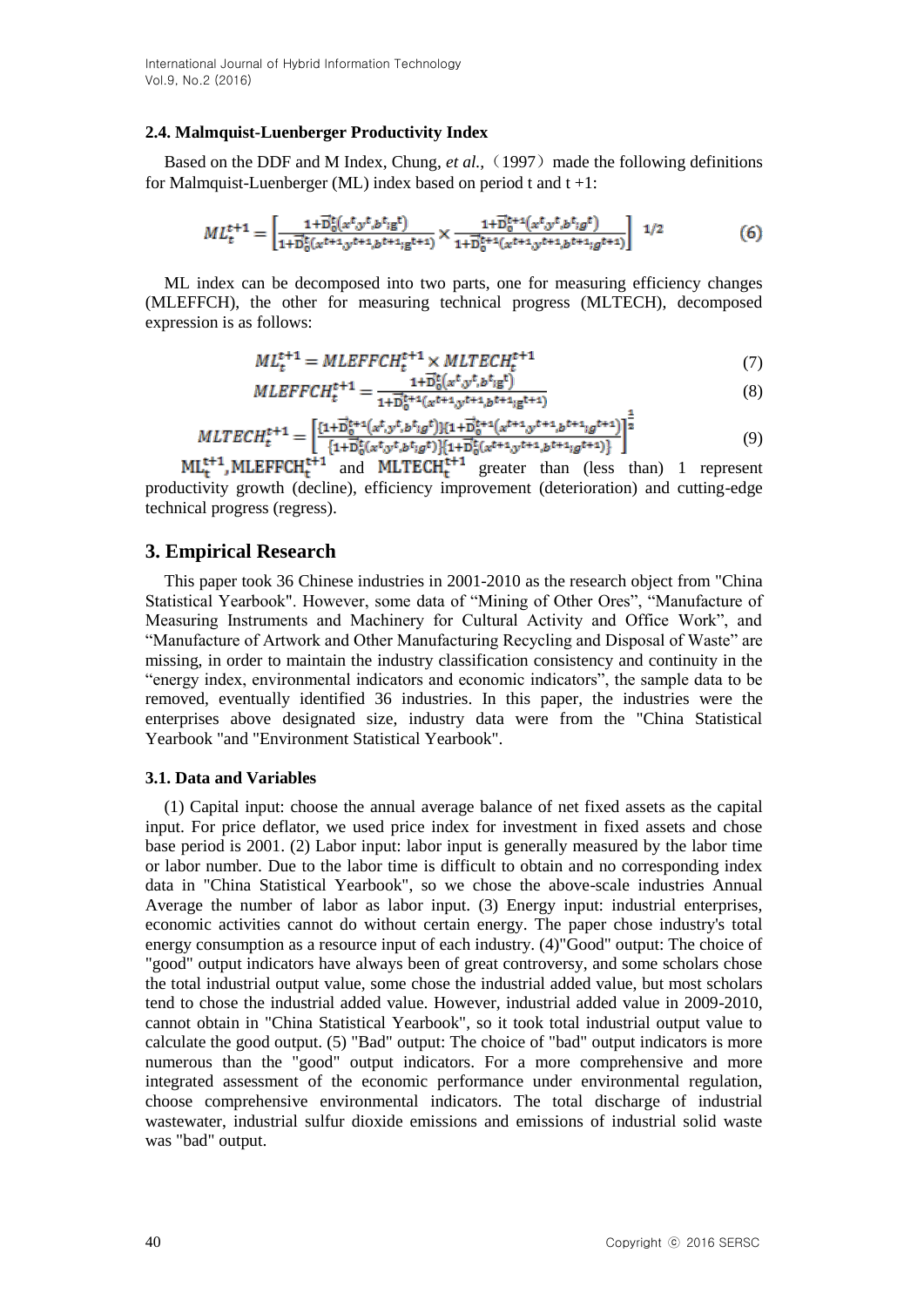### 2.4. Malmquist-Luenberger Productivity Index

Based on the DDF and M Index, Chung, *et al.,*（1997）made the following definitions for Malmquist-Luenberger (ML) index based on period t and t +1:

$$ML_t^{t+1} = \left[\frac{1+\vec{D}_0^t(x^t,y^t,b^t;g^t)}{1+\vec{D}_0^t(x^{t+1},y^{t+1},b^{t+1};g^{t+1})} \times \frac{1+\vec{D}_0^{t+1}(x^t,y^t,b^t;g^t)}{1+\vec{D}_0^{t+1}(x^{t+1},y^{t+1},b^{t+1};g^{t+1})}\right]^{1/2} \quad (6)$$

ML index can be decomposed into two parts, one for measuring efficiency changes (MLEFFCH), the other for measuring technical progress (MLTECH), decomposed expression is as follows:

$$ML_t^{t+1} = MLEFFCH_t^{t+1} \times MLTECH_t^{t+1} \quad (7)$$

$$MLEFFCH_t^{t+1} = \frac{1+\vec{D}_0^t(x^t,y^t,b^t;g^t)}{1+\vec{D}_0^{t+1}(x^{t+1},y^{t+1},b^{t+1};g^{t+1})} \quad (8)$$

$$MLTECH_t^{t+1} = \left[\frac{\{1+\vec{D}_0^{t+1}(x^t,y^t,b^t;g^t)\}\{1+\vec{D}_0^{t+1}(x^{t+1},y^{t+1},b^{t+1};g^{t+1})\}}{\{1+\vec{D}_0^t(x^t,y^t,b^t;g^t)\}\{1+\vec{D}_0^t(x^{t+1},y^{t+1},b^{t+1};g^{t+1})\}}\right]^{\frac{1}{2}} \quad (9)$$

$ML_t^{t+1}$, $MLEFFCH_t^{t+1}$ and $MLTECH_t^{t+1}$ greater than (less than) 1 represent productivity growth (decline), efficiency improvement (deterioration) and cutting-edge technical progress (regress).

## 3. Empirical Research

This paper took 36 Chinese industries in 2001-2010 as the research object from "China Statistical Yearbook". However, some data of "Mining of Other Ores", "Manufacture of Measuring Instruments and Machinery for Cultural Activity and Office Work", and "Manufacture of Artwork and Other Manufacturing Recycling and Disposal of Waste" are missing, in order to maintain the industry classification consistency and continuity in the "energy index, environmental indicators and economic indicators", the sample data to be removed, eventually identified 36 industries. In this paper, the industries were the enterprises above designated size, industry data were from the "China Statistical Yearbook "and "Environment Statistical Yearbook".

### 3.1. Data and Variables

(1) Capital input: choose the annual average balance of net fixed assets as the capital input. For price deflator, we used price index for investment in fixed assets and chose base period is 2001. (2) Labor input: labor input is generally measured by the labor time or labor number. Due to the labor time is difficult to obtain and no corresponding index data in "China Statistical Yearbook", so we chose the above-scale industries Annual Average the number of labor as labor input. (3) Energy input: industrial enterprises, economic activities cannot do without certain energy. The paper chose industry's total energy consumption as a resource input of each industry. (4)"Good" output: The choice of "good" output indicators have always been of great controversy, and some scholars chose the total industrial output value, some chose the industrial added value, but most scholars tend to chose the industrial added value. However, industrial added value in 2009-2010, cannot obtain in "China Statistical Yearbook", so it took total industrial output value to calculate the good output. (5) "Bad" output: The choice of "bad" output indicators is more numerous than the "good" output indicators. For a more comprehensive and more integrated assessment of the economic performance under environmental regulation, choose comprehensive environmental indicators. The total discharge of industrial wastewater, industrial sulfur dioxide emissions and emissions of industrial solid waste was "bad" output.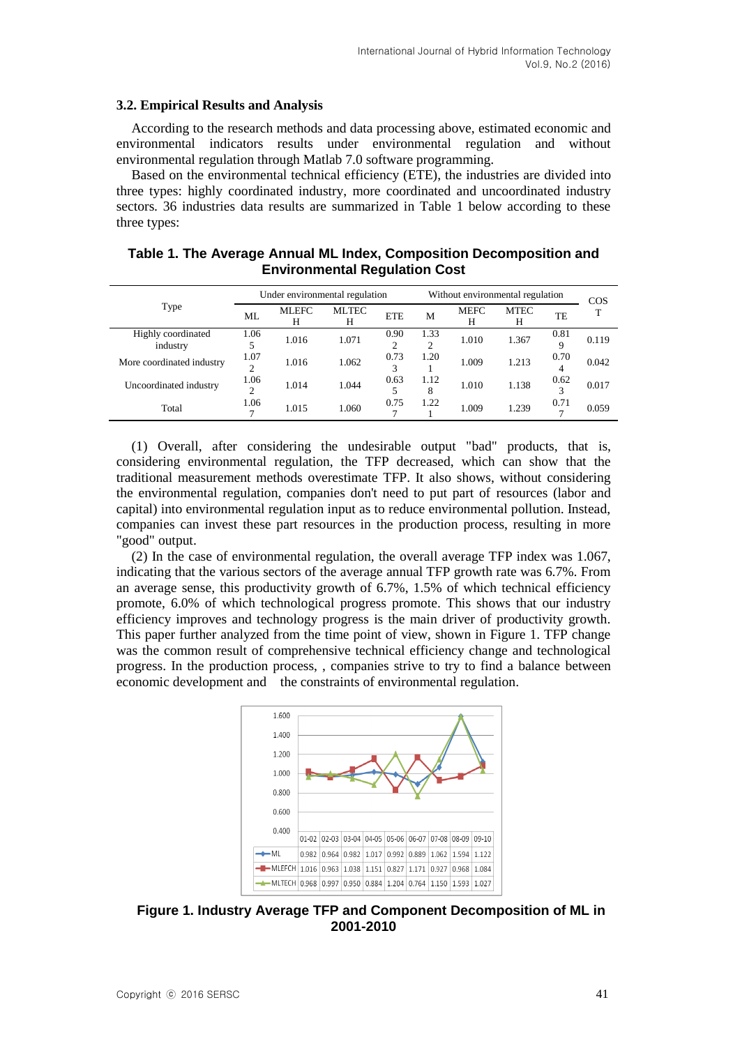### 3.2. Empirical Results and Analysis

According to the research methods and data processing above, estimated economic and environmental indicators results under environmental regulation and without environmental regulation through Matlab 7.0 software programming.

Based on the environmental technical efficiency (ETE), the industries are divided into three types: highly coordinated industry, more coordinated and uncoordinated industry sectors. 36 industries data results are summarized in Table 1 below according to these three types:

**Table 1. The Average Annual ML Index, Composition Decomposition and Environmental Regulation Cost**

| Type | Under environmental regulation | | | | Without environmental regulation | | | | COST |
|---|---|---|---|---|---|---|---|---|---|
| | ML | MLEFCH | MLTECH | ETE | M | MEFCH | MTECH | TE | |
| Highly coordinated industry | 1.065 | 1.016 | 1.071 | 0.902 | 1.332 | 1.010 | 1.367 | 0.819 | 0.119 |
| More coordinated industry | 1.072 | 1.016 | 1.062 | 0.733 | 1.201 | 1.009 | 1.213 | 0.704 | 0.042 |
| Uncoordinated industry | 1.062 | 1.014 | 1.044 | 0.635 | 1.128 | 1.010 | 1.138 | 0.623 | 0.017 |
| Total | 1.067 | 1.015 | 1.060 | 0.757 | 1.221 | 1.009 | 1.239 | 0.717 | 0.059 |

(1) Overall, after considering the undesirable output "bad" products, that is, considering environmental regulation, the TFP decreased, which can show that the traditional measurement methods overestimate TFP. It also shows, without considering the environmental regulation, companies don't need to put part of resources (labor and capital) into environmental regulation input as to reduce environmental pollution. Instead, companies can invest these part resources in the production process, resulting in more "good" output.

(2) In the case of environmental regulation, the overall average TFP index was 1.067, indicating that the various sectors of the average annual TFP growth rate was 6.7%. From an average sense, this productivity growth of 6.7%, 1.5% of which technical efficiency promote, 6.0% of which technological progress promote. This shows that our industry efficiency improves and technology progress is the main driver of productivity growth. This paper further analyzed from the time point of view, shown in Figure 1. TFP change was the common result of comprehensive technical efficiency change and technological progress. In the production process, , companies strive to try to find a balance between economic development and the constraints of environmental regulation.

| | 01-02 | 02-03 | 03-04 | 04-05 | 05-06 | 06-07 | 07-08 | 08-09 | 09-10 |
|---|---|---|---|---|---|---|---|---|---|
| ML | 0.982 | 0.964 | 0.982 | 1.017 | 0.992 | 0.889 | 1.062 | 1.594 | 1.122 |
| MLEFCH | 1.016 | 0.963 | 1.038 | 1.151 | 0.827 | 1.171 | 0.927 | 0.968 | 1.084 |
| MLTECH | 0.968 | 0.997 | 0.950 | 0.884 | 1.204 | 0.764 | 1.150 | 1.593 | 1.027 |

**Figure 1. Industry Average TFP and Component Decomposition of ML in 2001-2010**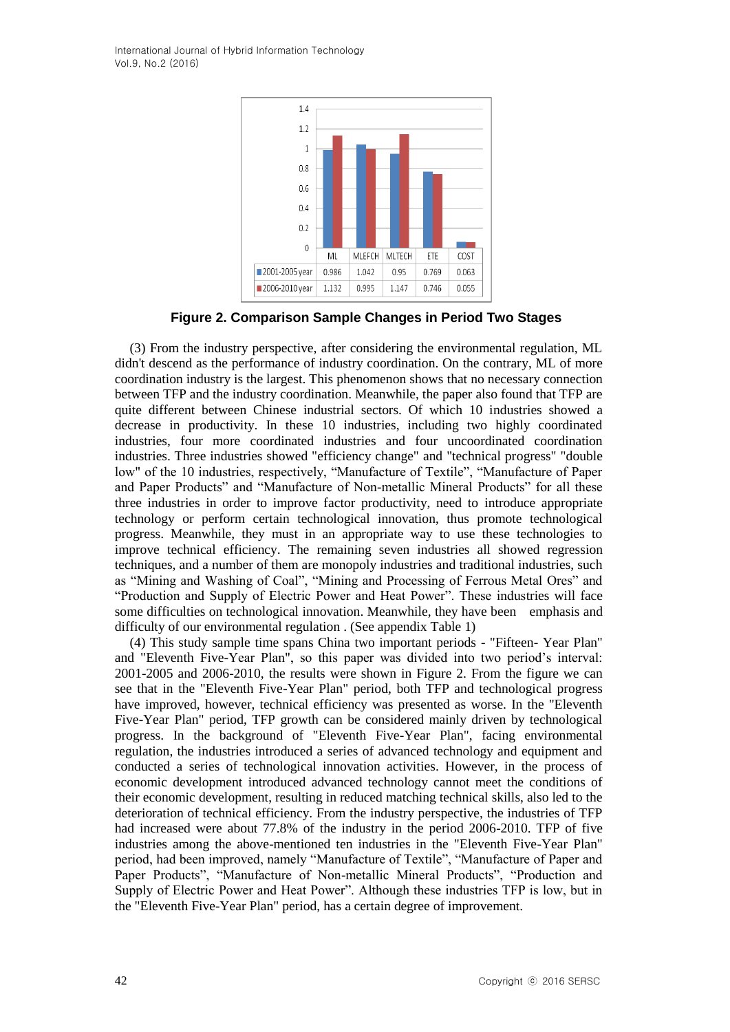|  | ML | MLEFCH | MLTECH | ETE | COST |
|---|---|---|---|---|---|
| 2001-2005 year | 0.986 | 1.042 | 0.95 | 0.769 | 0.063 |
| 2006-2010 year | 1.132 | 0.995 | 1.147 | 0.746 | 0.055 |

**Figure 2. Comparison Sample Changes in Period Two Stages**

(3) From the industry perspective, after considering the environmental regulation, ML didn't descend as the performance of industry coordination. On the contrary, ML of more coordination industry is the largest. This phenomenon shows that no necessary connection between TFP and the industry coordination. Meanwhile, the paper also found that TFP are quite different between Chinese industrial sectors. Of which 10 industries showed a decrease in productivity. In these 10 industries, including two highly coordinated industries, four more coordinated industries and four uncoordinated coordination industries. Three industries showed "efficiency change" and "technical progress" "double low" of the 10 industries, respectively, "Manufacture of Textile", "Manufacture of Paper and Paper Products" and "Manufacture of Non-metallic Mineral Products" for all these three industries in order to improve factor productivity, need to introduce appropriate technology or perform certain technological innovation, thus promote technological progress. Meanwhile, they must in an appropriate way to use these technologies to improve technical efficiency. The remaining seven industries all showed regression techniques, and a number of them are monopoly industries and traditional industries, such as "Mining and Washing of Coal", "Mining and Processing of Ferrous Metal Ores" and "Production and Supply of Electric Power and Heat Power". These industries will face some difficulties on technological innovation. Meanwhile, they have been emphasis and difficulty of our environmental regulation . (See appendix Table 1)

(4) This study sample time spans China two important periods - "Fifteen- Year Plan" and "Eleventh Five-Year Plan", so this paper was divided into two period's interval: 2001-2005 and 2006-2010, the results were shown in Figure 2. From the figure we can see that in the "Eleventh Five-Year Plan" period, both TFP and technological progress have improved, however, technical efficiency was presented as worse. In the "Eleventh Five-Year Plan" period, TFP growth can be considered mainly driven by technological progress. In the background of "Eleventh Five-Year Plan", facing environmental regulation, the industries introduced a series of advanced technology and equipment and conducted a series of technological innovation activities. However, in the process of economic development introduced advanced technology cannot meet the conditions of their economic development, resulting in reduced matching technical skills, also led to the deterioration of technical efficiency. From the industry perspective, the industries of TFP had increased were about 77.8% of the industry in the period 2006-2010. TFP of five industries among the above-mentioned ten industries in the "Eleventh Five-Year Plan" period, had been improved, namely "Manufacture of Textile", "Manufacture of Paper and Paper Products", "Manufacture of Non-metallic Mineral Products", "Production and Supply of Electric Power and Heat Power". Although these industries TFP is low, but in the "Eleventh Five-Year Plan" period, has a certain degree of improvement.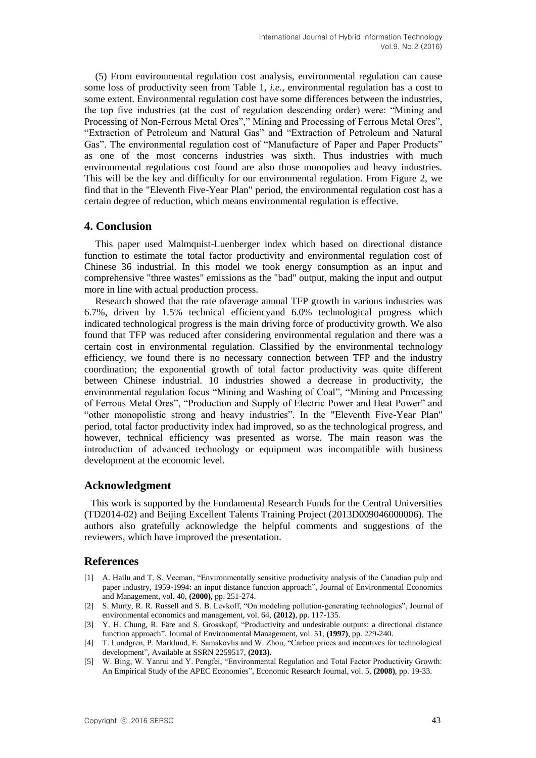(5) From environmental regulation cost analysis, environmental regulation can cause some loss of productivity seen from Table 1, *i.e.*, environmental regulation has a cost to some extent. Environmental regulation cost have some differences between the industries, the top five industries (at the cost of regulation descending order) were: "Mining and Processing of Non-Ferrous Metal Ores"," Mining and Processing of Ferrous Metal Ores", "Extraction of Petroleum and Natural Gas" and "Extraction of Petroleum and Natural Gas". The environmental regulation cost of "Manufacture of Paper and Paper Products" as one of the most concerns industries was sixth. Thus industries with much environmental regulations cost found are also those monopolies and heavy industries. This will be the key and difficulty for our environmental regulation. From Figure 2, we find that in the "Eleventh Five-Year Plan" period, the environmental regulation cost has a certain degree of reduction, which means environmental regulation is effective.

## 4. Conclusion

This paper used Malmquist-Luenberger index which based on directional distance function to estimate the total factor productivity and environmental regulation cost of Chinese 36 industrial. In this model we took energy consumption as an input and comprehensive "three wastes" emissions as the "bad" output, making the input and output more in line with actual production process.

Research showed that the rate ofaverage annual TFP growth in various industries was 6.7%, driven by 1.5% technical efficiencyand 6.0% technological progress which indicated technological progress is the main driving force of productivity growth. We also found that TFP was reduced after considering environmental regulation and there was a certain cost in environmental regulation. Classified by the environmental technology efficiency, we found there is no necessary connection between TFP and the industry coordination; the exponential growth of total factor productivity was quite different between Chinese industrial. 10 industries showed a decrease in productivity, the environmental regulation focus "Mining and Washing of Coal", "Mining and Processing of Ferrous Metal Ores", "Production and Supply of Electric Power and Heat Power" and "other monopolistic strong and heavy industries". In the "Eleventh Five-Year Plan" period, total factor productivity index had improved, so as the technological progress, and however, technical efficiency was presented as worse. The main reason was the introduction of advanced technology or equipment was incompatible with business development at the economic level.

## Acknowledgment

This work is supported by the Fundamental Research Funds for the Central Universities (TD2014-02) and Beijing Excellent Talents Training Project (2013D009046000006). The authors also gratefully acknowledge the helpful comments and suggestions of the reviewers, which have improved the presentation.

## References

[1] A. Hailu and T. S. Veeman, "Environmentally sensitive productivity analysis of the Canadian pulp and paper industry, 1959-1994: an input distance function approach", Journal of Environmental Economics and Management, vol. 40, **(2000)**, pp. 251-274.

[2] S. Murty, R. R. Russell and S. B. Levkoff, "On modeling pollution-generating technologies", Journal of environmental economics and management, vol. 64, **(2012)**, pp. 117-135.

[3] Y. H. Chung, R. Färe and S. Grosskopf, "Productivity and undesirable outputs: a directional distance function approach", Journal of Environmental Management, vol. 51, **(1997)**, pp. 229-240.

[4] T. Lundgren, P. Marklund, E. Samakovlis and W. Zhou, "Carbon prices and incentives for technological development", Available at SSRN 2259517, **(2013)**.

[5] W. Bing, W. Yanrui and Y. Pengfei, "Environmental Regulation and Total Factor Productivity Growth: An Empirical Study of the APEC Economies", Economic Research Journal, vol. 5, **(2008)**, pp. 19-33.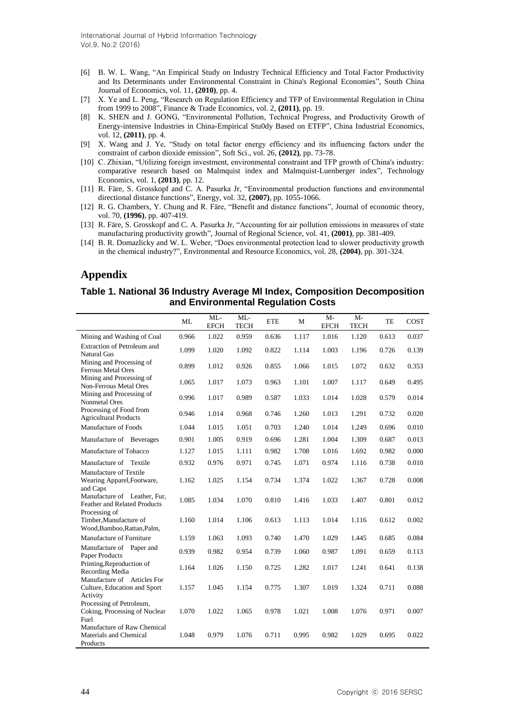[6] B. W. L. Wang, "An Empirical Study on Industry Technical Efficiency and Total Factor Productivity and Its Determinants under Environmental Constraint in China's Regional Economies", South China Journal of Economics, vol. 11, **(2010)**, pp. 4.

[7] X. Ye and L. Peng, "Research on Regulation Efficiency and TFP of Environmental Regulation in China from 1999 to 2008", Finance & Trade Economics, vol. 2, **(2011)**, pp. 19.

[8] K. SHEN and J. GONG, "Environmental Pollution, Technical Progress, and Productivity Growth of Energy-intensive Industries in China-Empirical Stu0dy Based on ETFP", China Industrial Economics, vol. 12, **(2011)**, pp. 4.

[9] X. Wang and J. Ye, "Study on total factor energy efficiency and its influencing factors under the constraint of carbon dioxide emission", Soft Sci., vol. 26, **(2012)**, pp. 73-78.

[10] C. Zhixian, "Utilizing foreign investment, environmental constraint and TFP growth of China's industry: comparative research based on Malmquist index and Malmquist-Luenberger index", Technology Economics, vol. 1, **(2013)**, pp. 12.

[11] R. Färe, S. Grosskopf and C. A. Pasurka Jr, "Environmental production functions and environmental directional distance functions", Energy, vol. 32, **(2007)**, pp. 1055-1066.

[12] R. G. Chambers, Y. Chung and R. Färe, "Benefit and distance functions", Journal of economic theory, vol. 70, **(1996)**, pp. 407-419.

[13] R. Färe, S. Grosskopf and C. A. Pasurka Jr, "Accounting for air pollution emissions in measures of state manufacturing productivity growth", Journal of Regional Science, vol. 41, **(2001)**, pp. 381-409.

[14] B. R. Domazlicky and W. L. Weber, "Does environmental protection lead to slower productivity growth in the chemical industry?", Environmental and Resource Economics, vol. 28, **(2004)**, pp. 301-324.

## Appendix

### Table 1. National 36 Industry Average Ml Index, Composition Decomposition and Environmental Regulation Costs

| | ML | ML-EFCH | ML-TECH | ETE | M | M-EFCH | M-TECH | TE | COST |
|---|---|---|---|---|---|---|---|---|---|
| Mining and Washing of Coal | 0.966 | 1.022 | 0.959 | 0.636 | 1.117 | 1.016 | 1.120 | 0.613 | 0.037 |
| Extraction of Petroleum and Natural Gas | 1.099 | 1.020 | 1.092 | 0.822 | 1.114 | 1.003 | 1.196 | 0.726 | 0.139 |
| Mining and Processing of Ferrous Metal Ores | 0.899 | 1.012 | 0.926 | 0.855 | 1.066 | 1.015 | 1.072 | 0.632 | 0.353 |
| Mining and Processing of Non-Ferrous Metal Ores | 1.065 | 1.017 | 1.073 | 0.963 | 1.101 | 1.007 | 1.117 | 0.649 | 0.495 |
| Mining and Processing of Nonmetal Ores | 0.996 | 1.017 | 0.989 | 0.587 | 1.033 | 1.014 | 1.028 | 0.579 | 0.014 |
| Processing of Food from Agricultural Products | 0.946 | 1.014 | 0.968 | 0.746 | 1.260 | 1.013 | 1.291 | 0.732 | 0.020 |
| Manufacture of Foods | 1.044 | 1.015 | 1.051 | 0.703 | 1.240 | 1.014 | 1.249 | 0.696 | 0.010 |
| Manufacture of Beverages | 0.901 | 1.005 | 0.919 | 0.696 | 1.281 | 1.004 | 1.309 | 0.687 | 0.013 |
| Manufacture of Tobacco | 1.127 | 1.015 | 1.111 | 0.982 | 1.708 | 1.016 | 1.692 | 0.982 | 0.000 |
| Manufacture of Textile | 0.932 | 0.976 | 0.971 | 0.745 | 1.071 | 0.974 | 1.116 | 0.738 | 0.010 |
| Manufacture of Textile Wearing Apparel,Footware, and Caps | 1.162 | 1.025 | 1.154 | 0.734 | 1.374 | 1.022 | 1.367 | 0.728 | 0.008 |
| Manufacture of Leather, Fur, Feather and Related Products | 1.085 | 1.034 | 1.070 | 0.810 | 1.416 | 1.033 | 1.407 | 0.801 | 0.012 |
| Processing of Timber,Manufacture of Wood,Bamboo,Rattan,Palm, | 1.160 | 1.014 | 1.106 | 0.613 | 1.113 | 1.014 | 1.116 | 0.612 | 0.002 |
| Manufacture of Furniture | 1.159 | 1.063 | 1.093 | 0.740 | 1.470 | 1.029 | 1.445 | 0.685 | 0.084 |
| Manufacture of Paper and Paper Products | 0.939 | 0.982 | 0.954 | 0.739 | 1.060 | 0.987 | 1.091 | 0.659 | 0.113 |
| Printing,Reproduction of Recording Media | 1.164 | 1.026 | 1.150 | 0.725 | 1.282 | 1.017 | 1.241 | 0.641 | 0.138 |
| Manufacture of Articles For Culture, Education and Sport Activity | 1.157 | 1.045 | 1.154 | 0.775 | 1.307 | 1.019 | 1.324 | 0.711 | 0.088 |
| Processing of Petroleum, Coking, Processing of Nuclear Fuel | 1.070 | 1.022 | 1.065 | 0.978 | 1.021 | 1.008 | 1.076 | 0.971 | 0.007 |
| Manufacture of Raw Chemical Materials and Chemical Products | 1.048 | 0.979 | 1.076 | 0.711 | 0.995 | 0.982 | 1.029 | 0.695 | 0.022 |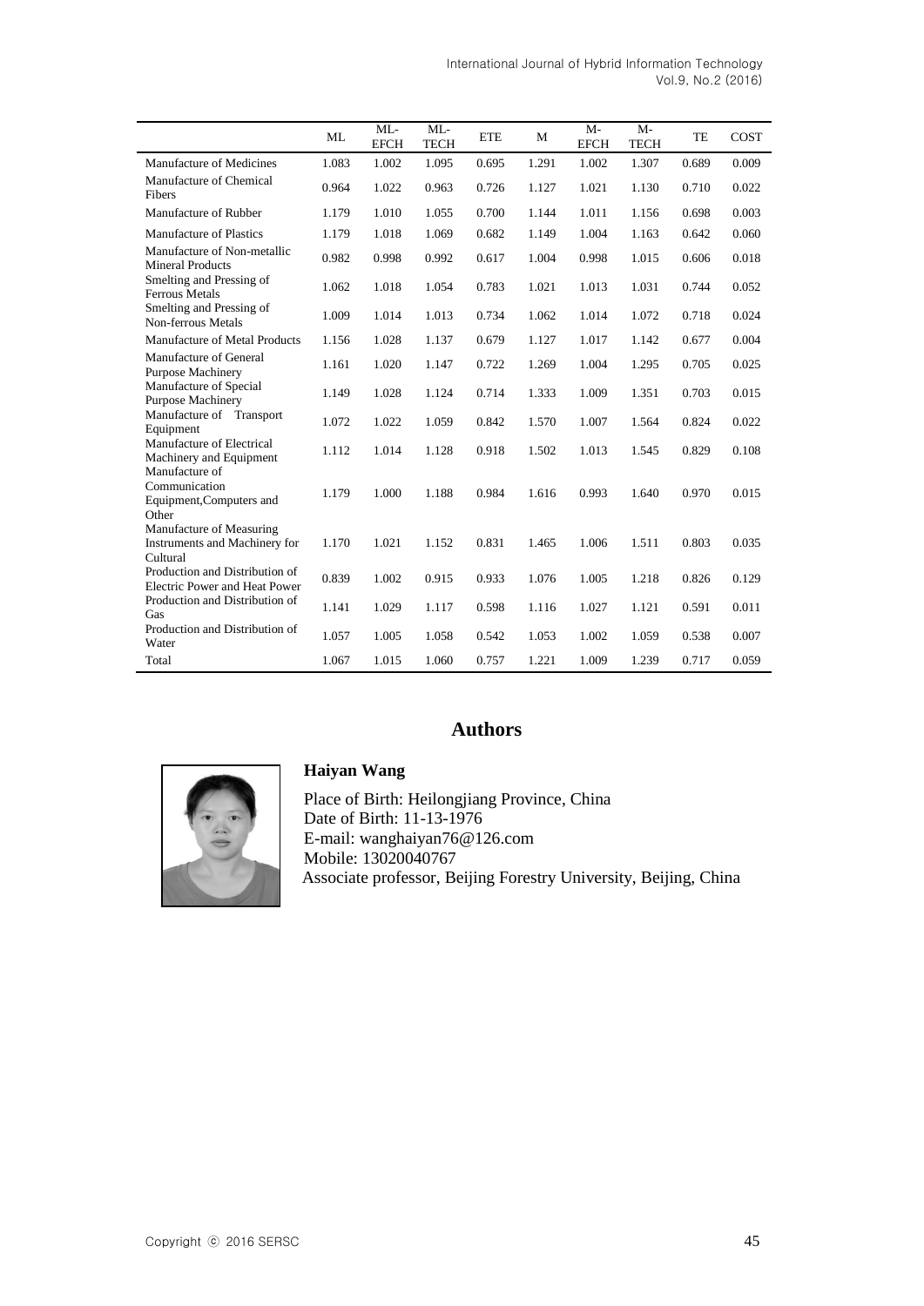|  | ML | ML-EFCH | ML-TECH | ETE | M | M-EFCH | M-TECH | TE | COST |
|---|---|---|---|---|---|---|---|---|---|
| Manufacture of Medicines | 1.083 | 1.002 | 1.095 | 0.695 | 1.291 | 1.002 | 1.307 | 0.689 | 0.009 |
| Manufacture of Chemical Fibers | 0.964 | 1.022 | 0.963 | 0.726 | 1.127 | 1.021 | 1.130 | 0.710 | 0.022 |
| Manufacture of Rubber | 1.179 | 1.010 | 1.055 | 0.700 | 1.144 | 1.011 | 1.156 | 0.698 | 0.003 |
| Manufacture of Plastics | 1.179 | 1.018 | 1.069 | 0.682 | 1.149 | 1.004 | 1.163 | 0.642 | 0.060 |
| Manufacture of Non-metallic Mineral Products | 0.982 | 0.998 | 0.992 | 0.617 | 1.004 | 0.998 | 1.015 | 0.606 | 0.018 |
| Smelting and Pressing of Ferrous Metals | 1.062 | 1.018 | 1.054 | 0.783 | 1.021 | 1.013 | 1.031 | 0.744 | 0.052 |
| Smelting and Pressing of Non-ferrous Metals | 1.009 | 1.014 | 1.013 | 0.734 | 1.062 | 1.014 | 1.072 | 0.718 | 0.024 |
| Manufacture of Metal Products | 1.156 | 1.028 | 1.137 | 0.679 | 1.127 | 1.017 | 1.142 | 0.677 | 0.004 |
| Manufacture of General Purpose Machinery | 1.161 | 1.020 | 1.147 | 0.722 | 1.269 | 1.004 | 1.295 | 0.705 | 0.025 |
| Manufacture of Special Purpose Machinery | 1.149 | 1.028 | 1.124 | 0.714 | 1.333 | 1.009 | 1.351 | 0.703 | 0.015 |
| Manufacture of Transport Equipment | 1.072 | 1.022 | 1.059 | 0.842 | 1.570 | 1.007 | 1.564 | 0.824 | 0.022 |
| Manufacture of Electrical Machinery and Equipment | 1.112 | 1.014 | 1.128 | 0.918 | 1.502 | 1.013 | 1.545 | 0.829 | 0.108 |
| Manufacture of Communication Equipment,Computers and Other | 1.179 | 1.000 | 1.188 | 0.984 | 1.616 | 0.993 | 1.640 | 0.970 | 0.015 |
| Manufacture of Measuring Instruments and Machinery for Cultural | 1.170 | 1.021 | 1.152 | 0.831 | 1.465 | 1.006 | 1.511 | 0.803 | 0.035 |
| Production and Distribution of Electric Power and Heat Power | 0.839 | 1.002 | 0.915 | 0.933 | 1.076 | 1.005 | 1.218 | 0.826 | 0.129 |
| Production and Distribution of Gas | 1.141 | 1.029 | 1.117 | 0.598 | 1.116 | 1.027 | 1.121 | 0.591 | 0.011 |
| Production and Distribution of Water | 1.057 | 1.005 | 1.058 | 0.542 | 1.053 | 1.002 | 1.059 | 0.538 | 0.007 |
| Total | 1.067 | 1.015 | 1.060 | 0.757 | 1.221 | 1.009 | 1.239 | 0.717 | 0.059 |

## Authors

**Haiyan Wang**

Place of Birth: Heilongjiang Province, China
Date of Birth: 11-13-1976
E-mail: wanghaiyan76@126.com
Mobile: 13020040767
Associate professor, Beijing Forestry University, Beijing, China